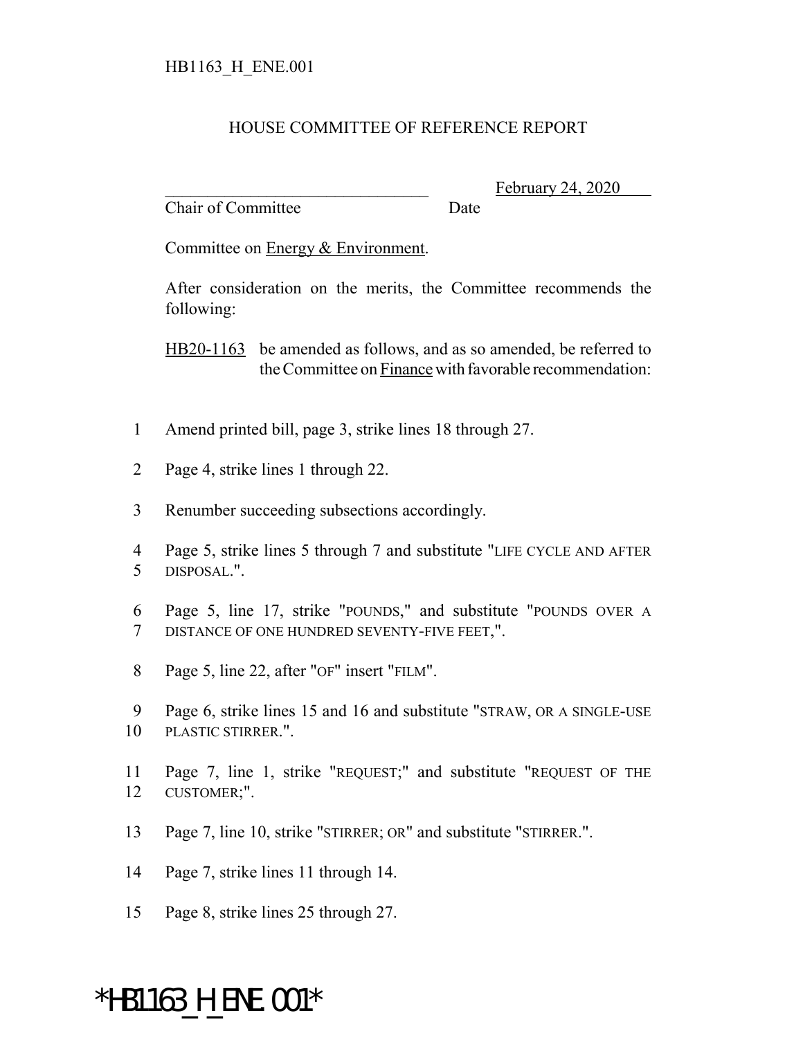HB1163_H_ENE.001

# HOUSE COMMITTEE OF REFERENCE REPORT

________________________________ February 24, 2020
Chair of Committee Date

Committee on Energy & Environment.

After consideration on the merits, the Committee recommends the following:

HB20-1163 be amended as follows, and as so amended, be referred to the Committee on Finance with favorable recommendation:

1 Amend printed bill, page 3, strike lines 18 through 27.

2 Page 4, strike lines 1 through 22.

3 Renumber succeeding subsections accordingly.

4 Page 5, strike lines 5 through 7 and substitute "LIFE CYCLE AND AFTER
5 DISPOSAL.".

6 Page 5, line 17, strike "POUNDS," and substitute "POUNDS OVER A
7 DISTANCE OF ONE HUNDRED SEVENTY-FIVE FEET,".

8 Page 5, line 22, after "OF" insert "FILM".

9 Page 6, strike lines 15 and 16 and substitute "STRAW, OR A SINGLE-USE
10 PLASTIC STIRRER.".

11 Page 7, line 1, strike "REQUEST;" and substitute "REQUEST OF THE
12 CUSTOMER;".

13 Page 7, line 10, strike "STIRRER; OR" and substitute "STIRRER.".

14 Page 7, strike lines 11 through 14.

15 Page 8, strike lines 25 through 27.

*HB1163_H_ENE.001*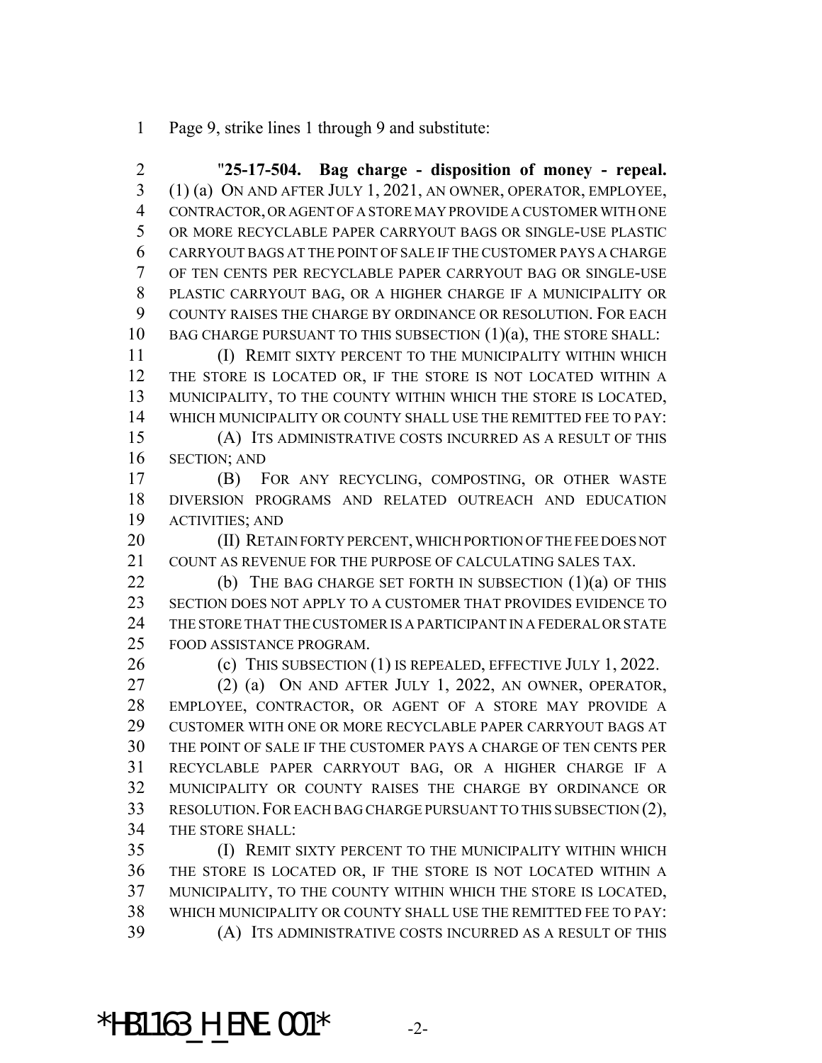Page 9, strike lines 1 through 9 and substitute:

"**25-17-504. Bag charge - disposition of money - repeal.** (1) (a) ON AND AFTER JULY 1, 2021, AN OWNER, OPERATOR, EMPLOYEE, CONTRACTOR, OR AGENT OF A STORE MAY PROVIDE A CUSTOMER WITH ONE OR MORE RECYCLABLE PAPER CARRYOUT BAGS OR SINGLE-USE PLASTIC CARRYOUT BAGS AT THE POINT OF SALE IF THE CUSTOMER PAYS A CHARGE OF TEN CENTS PER RECYCLABLE PAPER CARRYOUT BAG OR SINGLE-USE PLASTIC CARRYOUT BAG, OR A HIGHER CHARGE IF A MUNICIPALITY OR COUNTY RAISES THE CHARGE BY ORDINANCE OR RESOLUTION. FOR EACH BAG CHARGE PURSUANT TO THIS SUBSECTION (1)(a), THE STORE SHALL:

(I) REMIT SIXTY PERCENT TO THE MUNICIPALITY WITHIN WHICH THE STORE IS LOCATED OR, IF THE STORE IS NOT LOCATED WITHIN A MUNICIPALITY, TO THE COUNTY WITHIN WHICH THE STORE IS LOCATED, WHICH MUNICIPALITY OR COUNTY SHALL USE THE REMITTED FEE TO PAY:

(A) ITS ADMINISTRATIVE COSTS INCURRED AS A RESULT OF THIS SECTION; AND

(B) FOR ANY RECYCLING, COMPOSTING, OR OTHER WASTE DIVERSION PROGRAMS AND RELATED OUTREACH AND EDUCATION ACTIVITIES; AND

(II) RETAIN FORTY PERCENT, WHICH PORTION OF THE FEE DOES NOT COUNT AS REVENUE FOR THE PURPOSE OF CALCULATING SALES TAX.

(b) THE BAG CHARGE SET FORTH IN SUBSECTION (1)(a) OF THIS SECTION DOES NOT APPLY TO A CUSTOMER THAT PROVIDES EVIDENCE TO THE STORE THAT THE CUSTOMER IS A PARTICIPANT IN A FEDERAL OR STATE FOOD ASSISTANCE PROGRAM.

(c) THIS SUBSECTION (1) IS REPEALED, EFFECTIVE JULY 1, 2022.

(2) (a) ON AND AFTER JULY 1, 2022, AN OWNER, OPERATOR, EMPLOYEE, CONTRACTOR, OR AGENT OF A STORE MAY PROVIDE A CUSTOMER WITH ONE OR MORE RECYCLABLE PAPER CARRYOUT BAGS AT THE POINT OF SALE IF THE CUSTOMER PAYS A CHARGE OF TEN CENTS PER RECYCLABLE PAPER CARRYOUT BAG, OR A HIGHER CHARGE IF A MUNICIPALITY OR COUNTY RAISES THE CHARGE BY ORDINANCE OR RESOLUTION. FOR EACH BAG CHARGE PURSUANT TO THIS SUBSECTION (2), THE STORE SHALL:

(I) REMIT SIXTY PERCENT TO THE MUNICIPALITY WITHIN WHICH THE STORE IS LOCATED OR, IF THE STORE IS NOT LOCATED WITHIN A MUNICIPALITY, TO THE COUNTY WITHIN WHICH THE STORE IS LOCATED, WHICH MUNICIPALITY OR COUNTY SHALL USE THE REMITTED FEE TO PAY:

(A) ITS ADMINISTRATIVE COSTS INCURRED AS A RESULT OF THIS

*HB1163_H_ENE.001*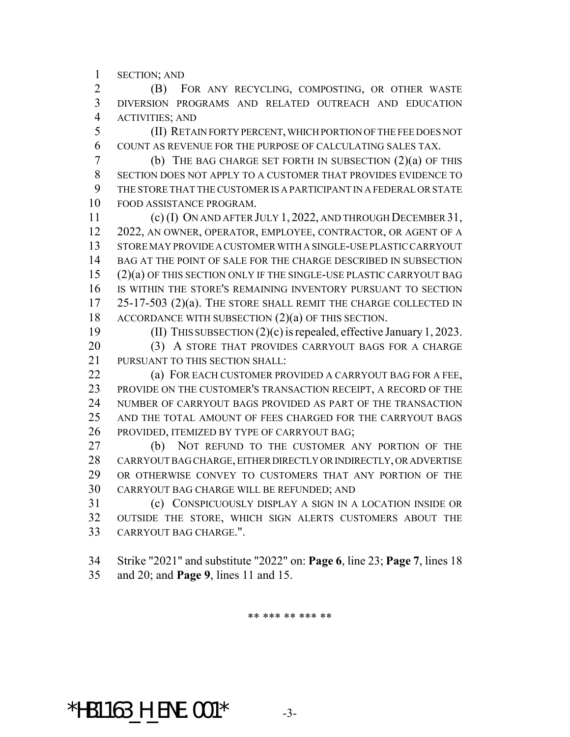SECTION; AND

(B) FOR ANY RECYCLING, COMPOSTING, OR OTHER WASTE DIVERSION PROGRAMS AND RELATED OUTREACH AND EDUCATION ACTIVITIES; AND

(II) RETAIN FORTY PERCENT, WHICH PORTION OF THE FEE DOES NOT COUNT AS REVENUE FOR THE PURPOSE OF CALCULATING SALES TAX.

(b) THE BAG CHARGE SET FORTH IN SUBSECTION (2)(a) OF THIS SECTION DOES NOT APPLY TO A CUSTOMER THAT PROVIDES EVIDENCE TO THE STORE THAT THE CUSTOMER IS A PARTICIPANT IN A FEDERAL OR STATE FOOD ASSISTANCE PROGRAM.

(c) (I) ON AND AFTER JULY 1, 2022, AND THROUGH DECEMBER 31, 2022, AN OWNER, OPERATOR, EMPLOYEE, CONTRACTOR, OR AGENT OF A STORE MAY PROVIDE A CUSTOMER WITH A SINGLE-USE PLASTIC CARRYOUT BAG AT THE POINT OF SALE FOR THE CHARGE DESCRIBED IN SUBSECTION (2)(a) OF THIS SECTION ONLY IF THE SINGLE-USE PLASTIC CARRYOUT BAG IS WITHIN THE STORE'S REMAINING INVENTORY PURSUANT TO SECTION 25-17-503 (2)(a). THE STORE SHALL REMIT THE CHARGE COLLECTED IN ACCORDANCE WITH SUBSECTION (2)(a) OF THIS SECTION.

(II) THIS SUBSECTION (2)(c) is repealed, effective January 1, 2023.

(3) A STORE THAT PROVIDES CARRYOUT BAGS FOR A CHARGE PURSUANT TO THIS SECTION SHALL:

(a) FOR EACH CUSTOMER PROVIDED A CARRYOUT BAG FOR A FEE, PROVIDE ON THE CUSTOMER'S TRANSACTION RECEIPT, A RECORD OF THE NUMBER OF CARRYOUT BAGS PROVIDED AS PART OF THE TRANSACTION AND THE TOTAL AMOUNT OF FEES CHARGED FOR THE CARRYOUT BAGS PROVIDED, ITEMIZED BY TYPE OF CARRYOUT BAG;

(b) NOT REFUND TO THE CUSTOMER ANY PORTION OF THE CARRYOUT BAG CHARGE, EITHER DIRECTLY OR INDIRECTLY, OR ADVERTISE OR OTHERWISE CONVEY TO CUSTOMERS THAT ANY PORTION OF THE CARRYOUT BAG CHARGE WILL BE REFUNDED; AND

(c) CONSPICUOUSLY DISPLAY A SIGN IN A LOCATION INSIDE OR OUTSIDE THE STORE, WHICH SIGN ALERTS CUSTOMERS ABOUT THE CARRYOUT BAG CHARGE.".

Strike "2021" and substitute "2022" on: **Page 6**, line 23; **Page 7**, lines 18 and 20; and **Page 9**, lines 11 and 15.

** *** ** *** **

*HB1163_H_ENE.001*